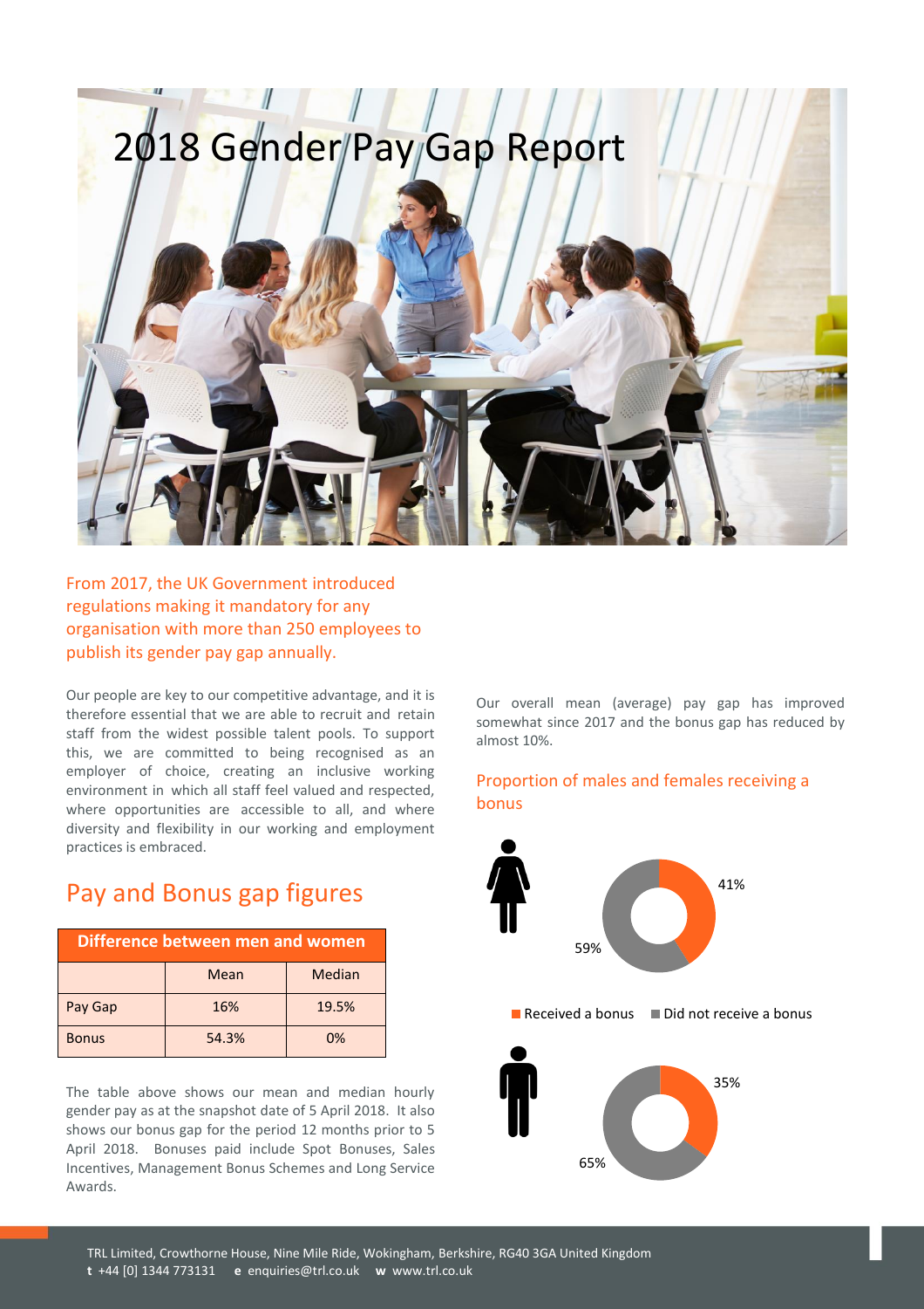# 2018 Gender Pay Gap Report

From 2017, the UK Government introduced regulations making it mandatory for any organisation with more than 250 employees to publish its gender pay gap annually.

Our people are key to our competitive advantage, and it is therefore essential that we are able to recruit and retain staff from the widest possible talent pools. To support this, we are committed to being recognised as an employer of choice, creating an inclusive working environment in which all staff feel valued and respected, where opportunities are accessible to all, and where diversity and flexibility in our working and employment practices is embraced.

## Pay and Bonus gap figures

| Difference between men and women | | |
|---|---|---|
| | Mean | Median |
| Pay Gap | 16% | 19.5% |
| Bonus | 54.3% | 0% |

The table above shows our mean and median hourly gender pay as at the snapshot date of 5 April 2018. It also shows our bonus gap for the period 12 months prior to 5 April 2018. Bonuses paid include Spot Bonuses, Sales Incentives, Management Bonus Schemes and Long Service Awards.

Our overall mean (average) pay gap has improved somewhat since 2017 and the bonus gap has reduced by almost 10%.

## Proportion of males and females receiving a bonus

Females: 41% Received a bonus, 59% Did not receive a bonus

Males: 35% Received a bonus, 65% Did not receive a bonus

Received a bonus · Did not receive a bonus

TRL Limited, Crowthorne House, Nine Mile Ride, Wokingham, Berkshire, RG40 3GA United Kingdom
**t** +44 [0] 1344 773131 **e** enquiries@trl.co.uk **w** www.trl.co.uk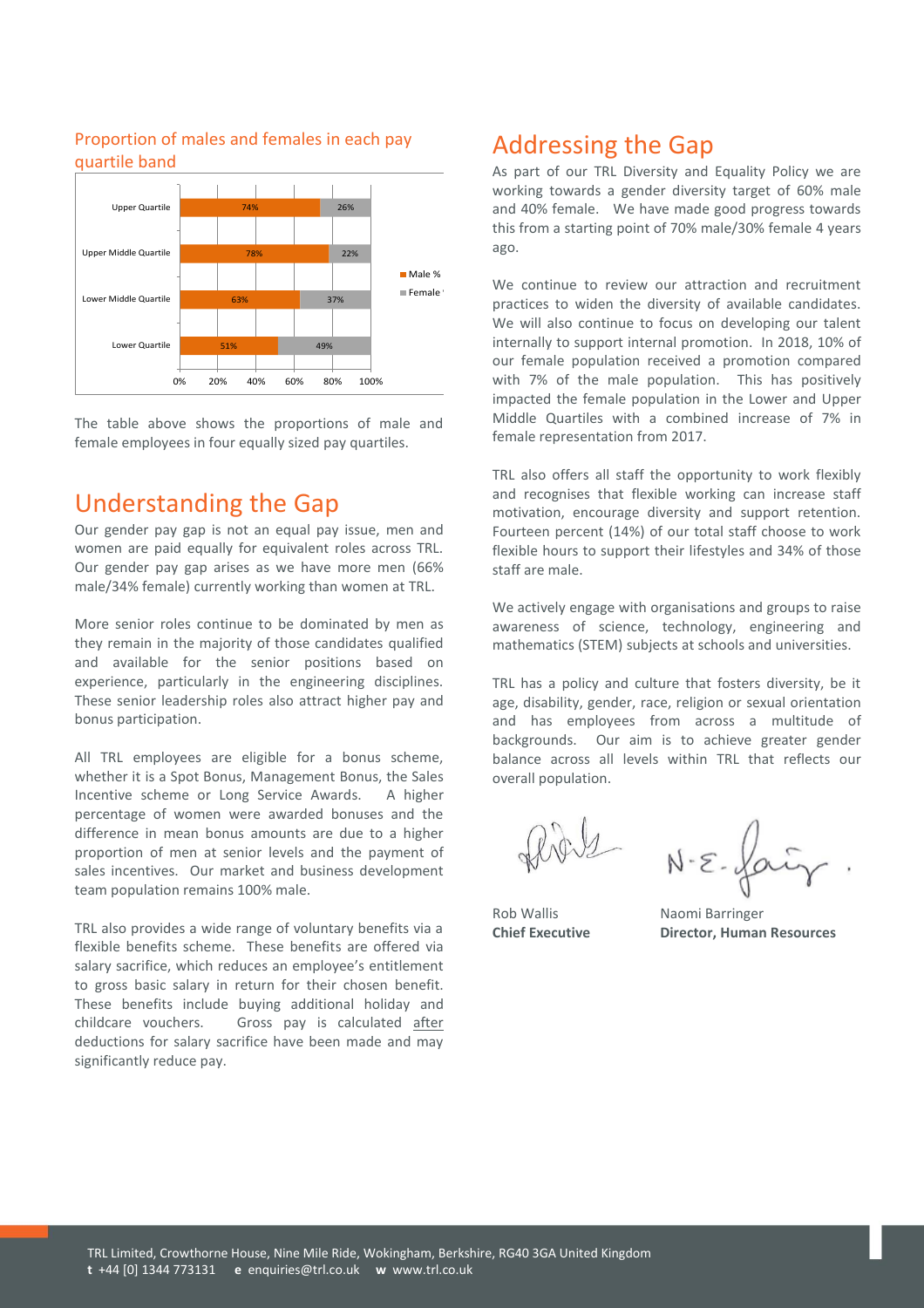### Proportion of males and females in each pay quartile band

Upper Quartile
74%
26%
Upper Middle Quartile
78%
22%
Lower Middle Quartile
63%
37%
Lower Quartile
51%
49%
0%
20%
40%
60%
80%
100%
Male %
Female '

The table above shows the proportions of male and female employees in four equally sized pay quartiles.

# Understanding the Gap

Our gender pay gap is not an equal pay issue, men and women are paid equally for equivalent roles across TRL. Our gender pay gap arises as we have more men (66% male/34% female) currently working than women at TRL.

More senior roles continue to be dominated by men as they remain in the majority of those candidates qualified and available for the senior positions based on experience, particularly in the engineering disciplines. These senior leadership roles also attract higher pay and bonus participation.

All TRL employees are eligible for a bonus scheme, whether it is a Spot Bonus, Management Bonus, the Sales Incentive scheme or Long Service Awards. A higher percentage of women were awarded bonuses and the difference in mean bonus amounts are due to a higher proportion of men at senior levels and the payment of sales incentives. Our market and business development team population remains 100% male.

TRL also provides a wide range of voluntary benefits via a flexible benefits scheme. These benefits are offered via salary sacrifice, which reduces an employee's entitlement to gross basic salary in return for their chosen benefit. These benefits include buying additional holiday and childcare vouchers. Gross pay is calculated after deductions for salary sacrifice have been made and may significantly reduce pay.

# Addressing the Gap

As part of our TRL Diversity and Equality Policy we are working towards a gender diversity target of 60% male and 40% female. We have made good progress towards this from a starting point of 70% male/30% female 4 years ago.

We continue to review our attraction and recruitment practices to widen the diversity of available candidates. We will also continue to focus on developing our talent internally to support internal promotion. In 2018, 10% of our female population received a promotion compared with 7% of the male population. This has positively impacted the female population in the Lower and Upper Middle Quartiles with a combined increase of 7% in female representation from 2017.

TRL also offers all staff the opportunity to work flexibly and recognises that flexible working can increase staff motivation, encourage diversity and support retention. Fourteen percent (14%) of our total staff choose to work flexible hours to support their lifestyles and 34% of those staff are male.

We actively engage with organisations and groups to raise awareness of science, technology, engineering and mathematics (STEM) subjects at schools and universities.

TRL has a policy and culture that fosters diversity, be it age, disability, gender, race, religion or sexual orientation and has employees from across a multitude of backgrounds. Our aim is to achieve greater gender balance across all levels within TRL that reflects our overall population.

Rob Wallis
**Chief Executive**

Naomi Barringer
**Director, Human Resources**

TRL Limited, Crowthorne House, Nine Mile Ride, Wokingham, Berkshire, RG40 3GA United Kingdom
**t** +44 [0] 1344 773131 **e** enquiries@trl.co.uk **w** www.trl.co.uk